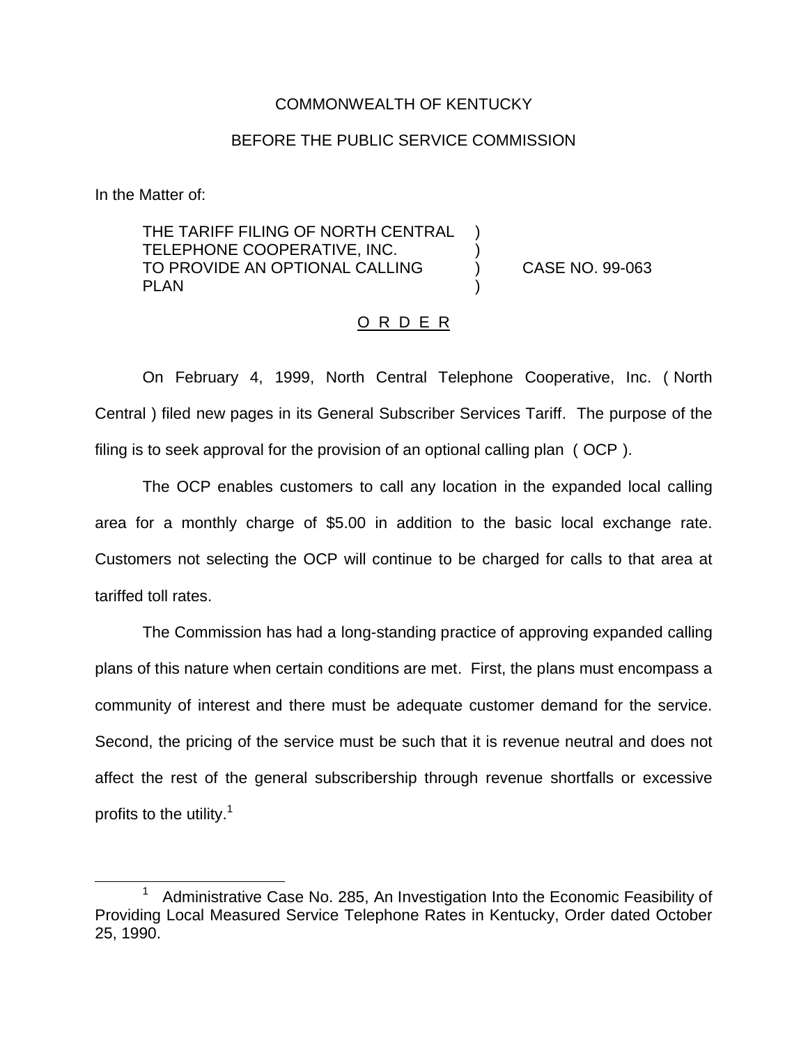COMMONWEALTH OF KENTUCKY

BEFORE THE PUBLIC SERVICE COMMISSION

In the Matter of:

THE TARIFF FILING OF NORTH CENTRAL TELEPHONE COOPERATIVE, INC. TO PROVIDE AN OPTIONAL CALLING PLAN ) CASE NO. 99-063

O R D E R

On February 4, 1999, North Central Telephone Cooperative, Inc. ( North Central ) filed new pages in its General Subscriber Services Tariff. The purpose of the filing is to seek approval for the provision of an optional calling plan ( OCP ).

The OCP enables customers to call any location in the expanded local calling area for a monthly charge of $5.00 in addition to the basic local exchange rate. Customers not selecting the OCP will continue to be charged for calls to that area at tariffed toll rates.

The Commission has had a long-standing practice of approving expanded calling plans of this nature when certain conditions are met. First, the plans must encompass a community of interest and there must be adequate customer demand for the service. Second, the pricing of the service must be such that it is revenue neutral and does not affect the rest of the general subscribership through revenue shortfalls or excessive profits to the utility.[1]

[1] Administrative Case No. 285, An Investigation Into the Economic Feasibility of Providing Local Measured Service Telephone Rates in Kentucky, Order dated October 25, 1990.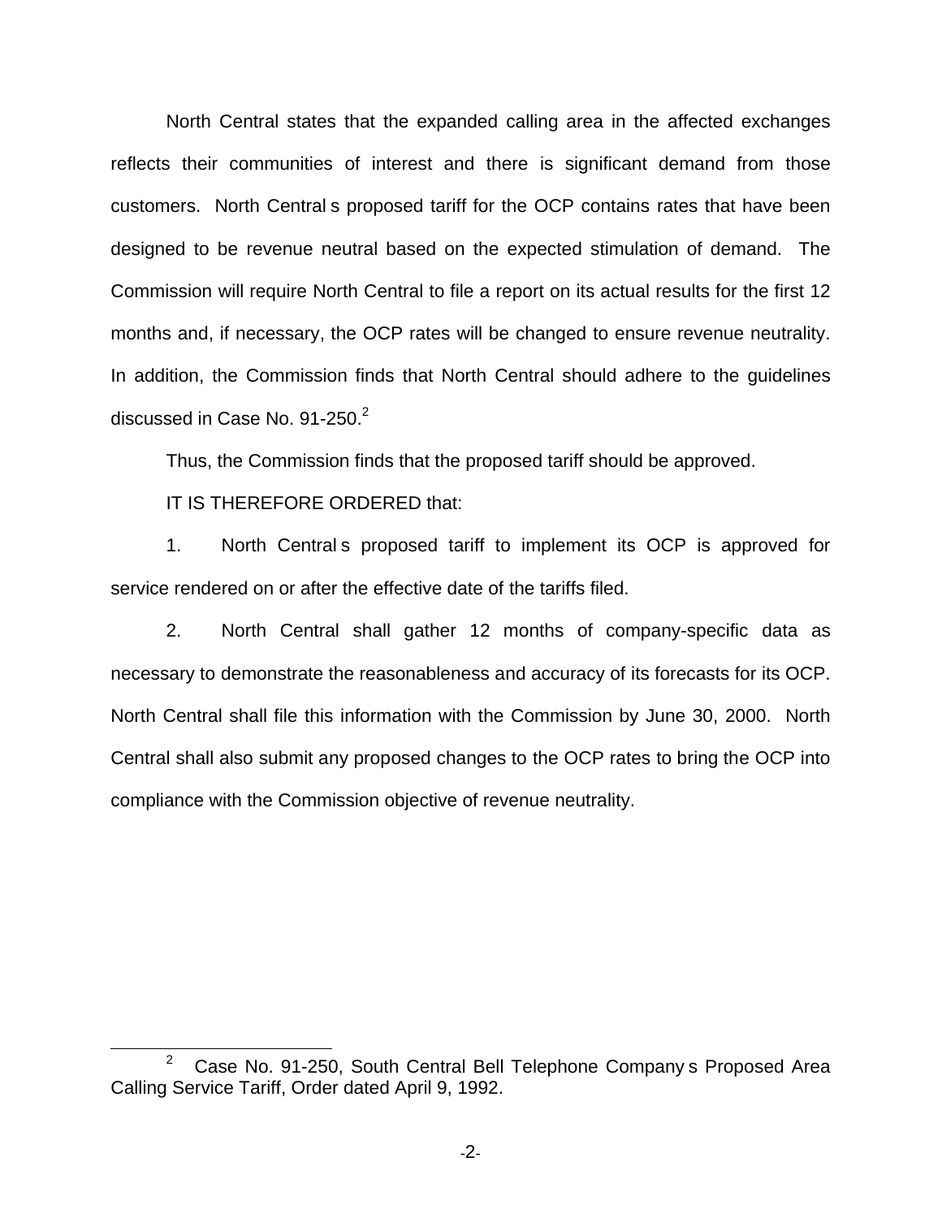North Central states that the expanded calling area in the affected exchanges reflects their communities of interest and there is significant demand from those customers. North Central s proposed tariff for the OCP contains rates that have been designed to be revenue neutral based on the expected stimulation of demand. The Commission will require North Central to file a report on its actual results for the first 12 months and, if necessary, the OCP rates will be changed to ensure revenue neutrality. In addition, the Commission finds that North Central should adhere to the guidelines discussed in Case No. 91-250.[2]

Thus, the Commission finds that the proposed tariff should be approved.

IT IS THEREFORE ORDERED that:

1. North Central s proposed tariff to implement its OCP is approved for service rendered on or after the effective date of the tariffs filed.

2. North Central shall gather 12 months of company-specific data as necessary to demonstrate the reasonableness and accuracy of its forecasts for its OCP. North Central shall file this information with the Commission by June 30, 2000. North Central shall also submit any proposed changes to the OCP rates to bring the OCP into compliance with the Commission objective of revenue neutrality.

---

[2] Case No. 91-250, South Central Bell Telephone Company s Proposed Area Calling Service Tariff, Order dated April 9, 1992.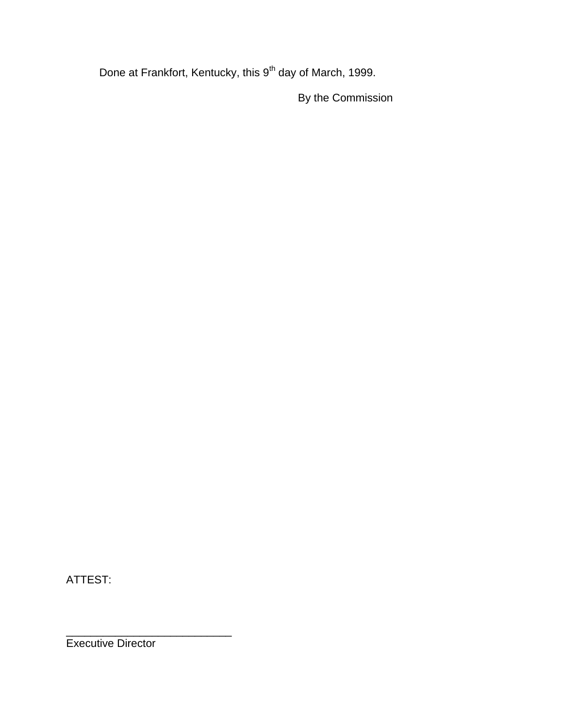Done at Frankfort, Kentucky, this 9th day of March, 1999.

By the Commission

ATTEST:

___________________________

Executive Director